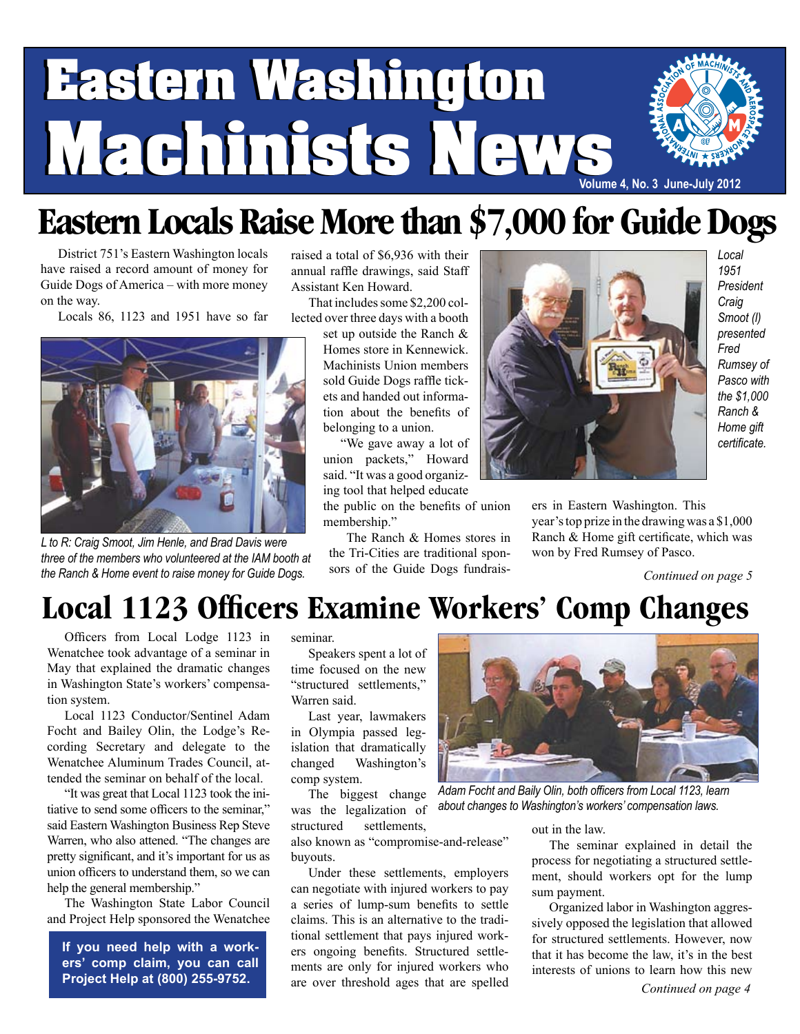# Eastern Washington Machinists News

Volume 4, No. 3 June-July 2012

## Eastern Locals Raise More than $7,000 for Guide Dogs

District 751's Eastern Washington locals have raised a record amount of money for Guide Dogs of America – with more money on the way.

Locals 86, 1123 and 1951 have so far raised a total of $6,936 with their annual raffle drawings, said Staff Assistant Ken Howard.

That includes some $2,200 collected over three days with a booth set up outside the Ranch & Homes store in Kennewick. Machinists Union members sold Guide Dogs raffle tickets and handed out information about the benefits of belonging to a union.

"We gave away a lot of union packets," Howard said. "It was a good organizing tool that helped educate the public on the benefits of union membership."

The Ranch & Homes stores in the Tri-Cities are traditional sponsors of the Guide Dogs fundraisers in Eastern Washington. This year's top prize in the drawing was a $1,000 Ranch & Home gift certificate, which was won by Fred Rumsey of Pasco.

*L to R: Craig Smoot, Jim Henle, and Brad Davis were three of the members who volunteered at the IAM booth at the Ranch & Home event to raise money for Guide Dogs.*

*Local 1951 President Craig Smoot (l) presented Fred Rumsey of Pasco with the $1,000 Ranch & Home gift certificate.*

*Continued on page 5*

## Local 1123 Officers Examine Workers' Comp Changes

Officers from Local Lodge 1123 in Wenatchee took advantage of a seminar in May that explained the dramatic changes in Washington State's workers' compensation system.

Local 1123 Conductor/Sentinel Adam Focht and Bailey Olin, the Lodge's Recording Secretary and delegate to the Wenatchee Aluminum Trades Council, attended the seminar on behalf of the local.

"It was great that Local 1123 took the initiative to send some officers to the seminar," said Eastern Washington Business Rep Steve Warren, who also attened. "The changes are pretty significant, and it's important for us as union officers to understand them, so we can help the general membership."

The Washington State Labor Council and Project Help sponsored the Wenatchee seminar.

Speakers spent a lot of time focused on the new "structured settlements," Warren said.

Last year, lawmakers in Olympia passed legislation that dramatically changed Washington's comp system.

The biggest change was the legalization of structured settlements, also known as "compromise-and-release" buyouts.

Under these settlements, employers can negotiate with injured workers to pay a series of lump-sum benefits to settle claims. This is an alternative to the traditional settlement that pays injured workers ongoing benefits. Structured settlements are only for injured workers who are over threshold ages that are spelled out in the law.

The seminar explained in detail the process for negotiating a structured settlement, should workers opt for the lump sum payment.

Organized labor in Washington aggressively opposed the legislation that allowed for structured settlements. However, now that it has become the law, it's in the best interests of unions to learn how this new

*Continued on page 4*

*Adam Focht and Baily Olin, both officers from Local 1123, learn about changes to Washington's workers' compensation laws.*

**If you need help with a workers' comp claim, you can call Project Help at (800) 255-9752.**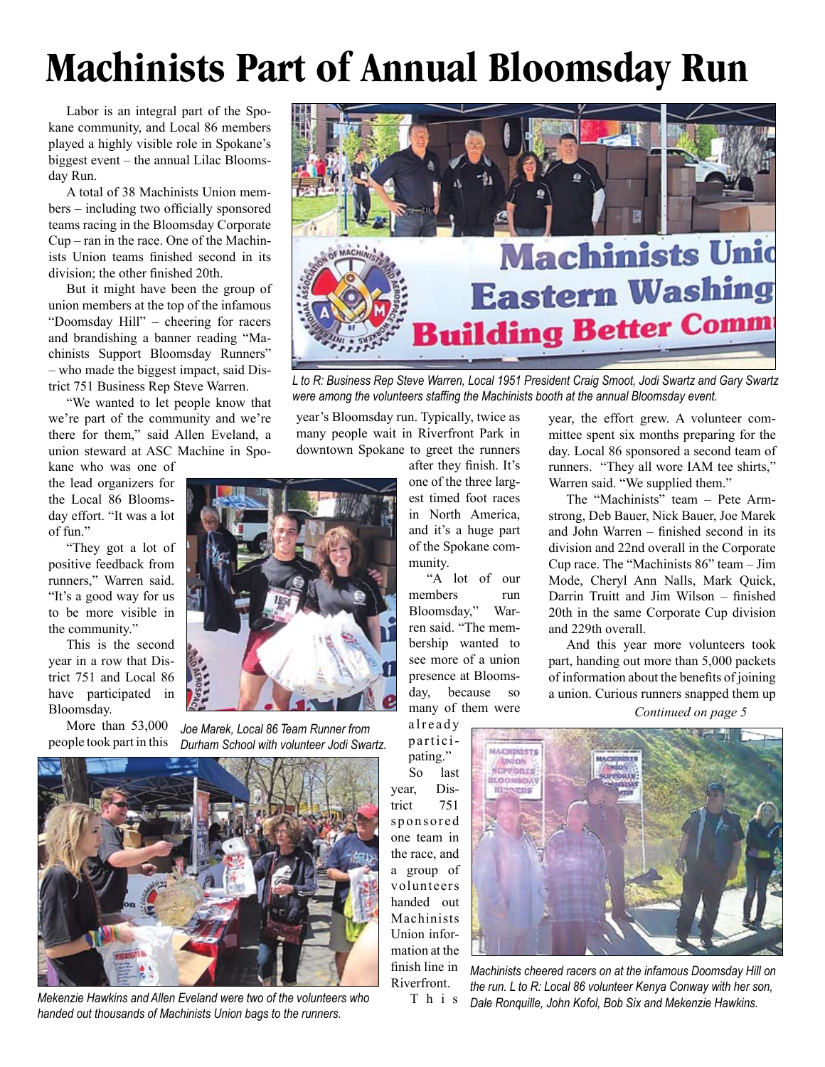# Machinists Part of Annual Bloomsday Run

Labor is an integral part of the Spokane community, and Local 86 members played a highly visible role in Spokane's biggest event – the annual Lilac Bloomsday Run.

A total of 38 Machinists Union members – including two officially sponsored teams racing in the Bloomsday Corporate Cup – ran in the race. One of the Machinists Union teams finished second in its division; the other finished 20th.

But it might have been the group of union members at the top of the infamous "Doomsday Hill" – cheering for racers and brandishing a banner reading "Machinists Support Bloomsday Runners" – who made the biggest impact, said District 751 Business Rep Steve Warren.

"We wanted to let people know that we're part of the community and we're there for them," said Allen Eveland, a union steward at ASC Machine in Spokane who was one of the lead organizers for the Local 86 Bloomsday effort. "It was a lot of fun."

"They got a lot of positive feedback from runners," Warren said. "It's a good way for us to be more visible in the community."

This is the second year in a row that District 751 and Local 86 have participated in Bloomsday.

More than 53,000 people took part in this year's Bloomsday run. Typically, twice as many people wait in Riverfront Park in downtown Spokane to greet the runners after they finish. It's one of the three largest timed foot races in North America, and it's a huge part of the Spokane community.

"A lot of our members run Bloomsday," Warren said. "The membership wanted to see more of a union presence at Bloomsday, because so many of them were already participating."

So last year, District 751 sponsored one team in the race, and a group of volunteers handed out Machinists Union information at the finish line in Riverfront.

This year, the effort grew. A volunteer committee spent six months preparing for the day. Local 86 sponsored a second team of runners. "They all wore IAM tee shirts," Warren said. "We supplied them."

The "Machinists" team – Pete Armstrong, Deb Bauer, Nick Bauer, Joe Marek and John Warren – finished second in its division and 22nd overall in the Corporate Cup race. The "Machinists 86" team – Jim Mode, Cheryl Ann Nalls, Mark Quick, Darrin Truitt and Jim Wilson – finished 20th in the same Corporate Cup division and 229th overall.

And this year more volunteers took part, handing out more than 5,000 packets of information about the benefits of joining a union. Curious runners snapped them up

*Continued on page 5*

*L to R: Business Rep Steve Warren, Local 1951 President Craig Smoot, Jodi Swartz and Gary Swartz were among the volunteers staffing the Machinists booth at the annual Bloomsday event.*

*Joe Marek, Local 86 Team Runner from Durham School with volunteer Jodi Swartz.*

*Mekenzie Hawkins and Allen Eveland were two of the volunteers who handed out thousands of Machinists Union bags to the runners.*

*Machinists cheered racers on at the infamous Doomsday Hill on the run. L to R: Local 86 volunteer Kenya Conway with her son, Dale Ronquille, John Kofol, Bob Six and Mekenzie Hawkins.*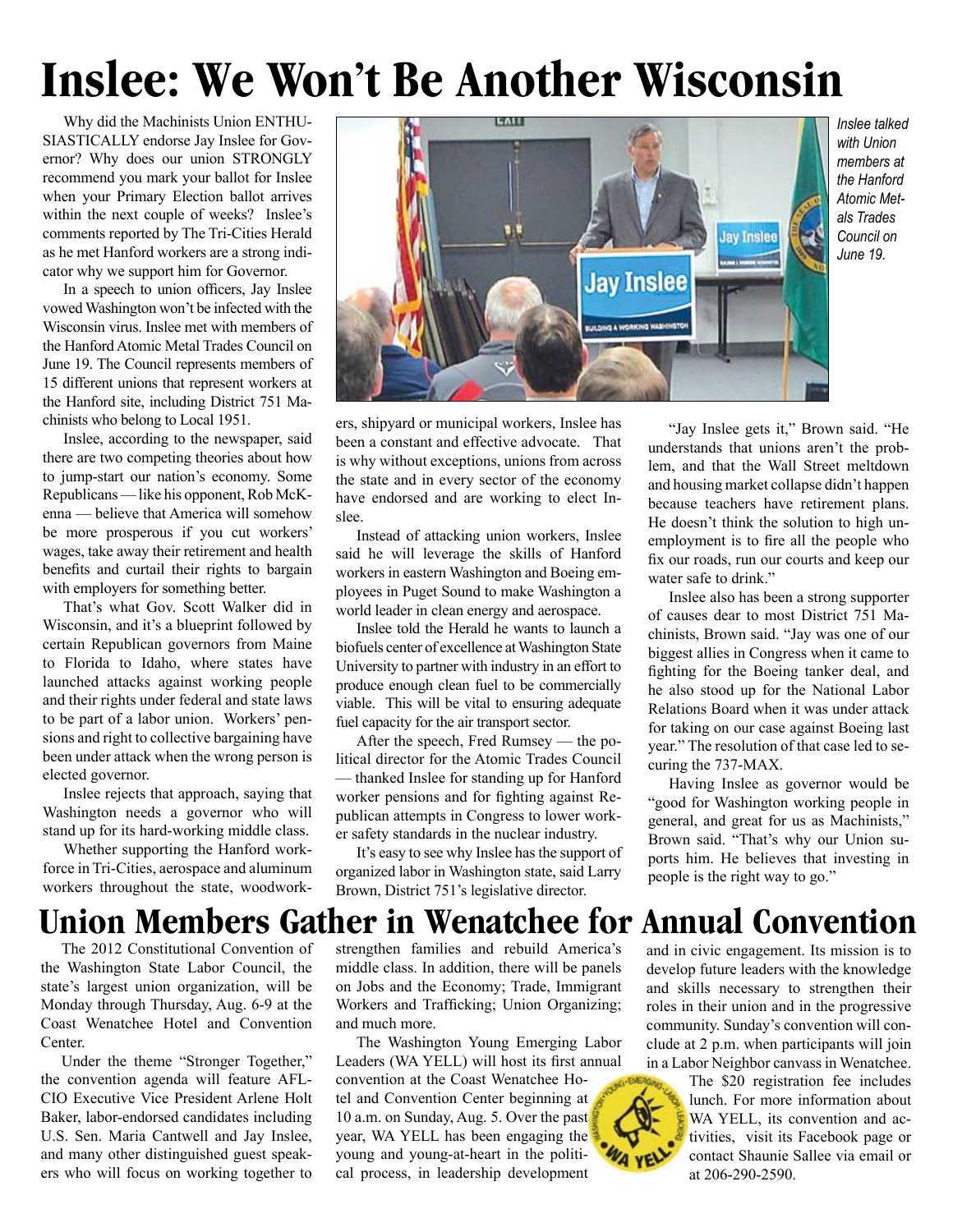# Inslee: We Won't Be Another Wisconsin

Why did the Machinists Union ENTHUSIASTICALLY endorse Jay Inslee for Governor? Why does our union STRONGLY recommend you mark your ballot for Inslee when your Primary Election ballot arrives within the next couple of weeks? Inslee's comments reported by The Tri-Cities Herald as he met Hanford workers are a strong indicator why we support him for Governor.

In a speech to union officers, Jay Inslee vowed Washington won't be infected with the Wisconsin virus. Inslee met with members of the Hanford Atomic Metal Trades Council on June 19. The Council represents members of 15 different unions that represent workers at the Hanford site, including District 751 Machinists who belong to Local 1951.

Inslee, according to the newspaper, said there are two competing theories about how to jump-start our nation's economy. Some Republicans — like his opponent, Rob McKenna — believe that America will somehow be more prosperous if you cut workers' wages, take away their retirement and health benefits and curtail their rights to bargain with employers for something better.

That's what Gov. Scott Walker did in Wisconsin, and it's a blueprint followed by certain Republican governors from Maine to Florida to Idaho, where states have launched attacks against working people and their rights under federal and state laws to be part of a labor union. Workers' pensions and right to collective bargaining have been under attack when the wrong person is elected governor.

Inslee rejects that approach, saying that Washington needs a governor who will stand up for its hard-working middle class.

Whether supporting the Hanford workforce in Tri-Cities, aerospace and aluminum workers throughout the state, woodworkers, shipyard or municipal workers, Inslee has been a constant and effective advocate. That is why without exceptions, unions from across the state and in every sector of the economy have endorsed and are working to elect Inslee.

*Inslee talked with Union members at the Hanford Atomic Metals Trades Council on June 19.*

Instead of attacking union workers, Inslee said he will leverage the skills of Hanford workers in eastern Washington and Boeing employees in Puget Sound to make Washington a world leader in clean energy and aerospace.

Inslee told the Herald he wants to launch a biofuels center of excellence at Washington State University to partner with industry in an effort to produce enough clean fuel to be commercially viable. This will be vital to ensuring adequate fuel capacity for the air transport sector.

After the speech, Fred Rumsey — the political director for the Atomic Trades Council — thanked Inslee for standing up for Hanford worker pensions and for fighting against Republican attempts in Congress to lower worker safety standards in the nuclear industry.

It's easy to see why Inslee has the support of organized labor in Washington state, said Larry Brown, District 751's legislative director.

"Jay Inslee gets it," Brown said. "He understands that unions aren't the problem, and that the Wall Street meltdown and housing market collapse didn't happen because teachers have retirement plans. He doesn't think the solution to high unemployment is to fire all the people who fix our roads, run our courts and keep our water safe to drink."

Inslee also has been a strong supporter of causes dear to most District 751 Machinists, Brown said. "Jay was one of our biggest allies in Congress when it came to fighting for the Boeing tanker deal, and he also stood up for the National Labor Relations Board when it was under attack for taking on our case against Boeing last year." The resolution of that case led to securing the 737-MAX.

Having Inslee as governor would be "good for Washington working people in general, and great for us as Machinists," Brown said. "That's why our Union suports him. He believes that investing in people is the right way to go."

# Union Members Gather in Wenatchee for Annual Convention

The 2012 Constitutional Convention of the Washington State Labor Council, the state's largest union organization, will be Monday through Thursday, Aug. 6-9 at the Coast Wenatchee Hotel and Convention Center.

Under the theme "Stronger Together," the convention agenda will feature AFL-CIO Executive Vice President Arlene Holt Baker, labor-endorsed candidates including U.S. Sen. Maria Cantwell and Jay Inslee, and many other distinguished guest speakers who will focus on working together to strengthen families and rebuild America's middle class. In addition, there will be panels on Jobs and the Economy; Trade, Immigrant Workers and Trafficking; Union Organizing; and much more.

The Washington Young Emerging Labor Leaders (WA YELL) will host its first annual convention at the Coast Wenatchee Hotel and Convention Center beginning at 10 a.m. on Sunday, Aug. 5. Over the past year, WA YELL has been engaging the young and young-at-heart in the political process, in leadership development and in civic engagement. Its mission is to develop future leaders with the knowledge and skills necessary to strengthen their roles in their union and in the progressive community. Sunday's convention will conclude at 2 p.m. when participants will join in a Labor Neighbor canvass in Wenatchee.

The $20 registration fee includes lunch. For more information about WA YELL, its convention and activities, visit its Facebook page or contact Shaunie Sallee via email or at 206-290-2590.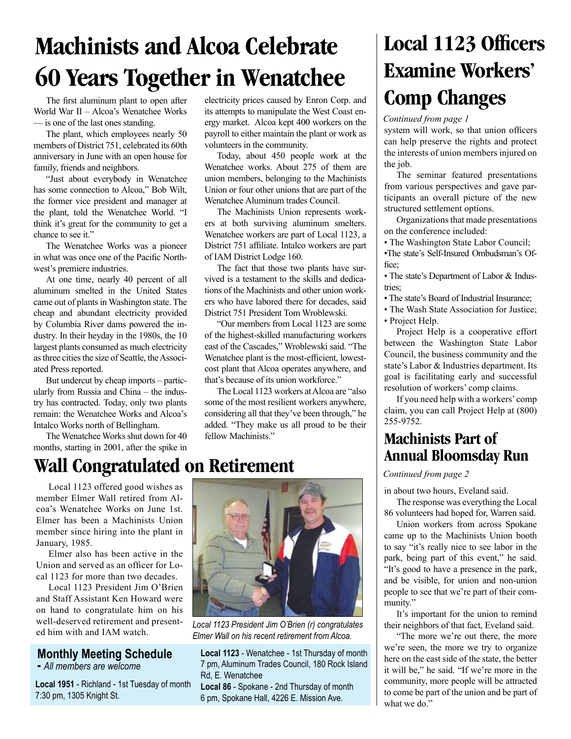# Machinists and Alcoa Celebrate 60 Years Together in Wenatchee

The first aluminum plant to open after World War II – Alcoa's Wenatchee Works — is one of the last ones standing.

The plant, which employees nearly 50 members of District 751, celebrated its 60th anniversary in June with an open house for family, friends and neighbors.

"Just about everybody in Wenatchee has some connection to Alcoa," Bob Wilt, the former vice president and manager at the plant, told the Wenatchee World. "I think it's great for the community to get a chance to see it."

The Wenatchee Works was a pioneer in what was once one of the Pacific Northwest's premiere industries.

At one time, nearly 40 percent of all aluminum smelted in the United States came out of plants in Washington state. The cheap and abundant electricity provided by Columbia River dams powered the industry. In their heyday in the 1980s, the 10 largest plants consumed as much electricity as three cities the size of Seattle, the Associated Press reported.

But undercut by cheap imports – particularly from Russia and China – the industry has contracted. Today, only two plants remain: the Wenatchee Works and Alcoa's Intalco Works north of Bellingham.

The Wenatchee Works shut down for 40 months, starting in 2001, after the spike in electricity prices caused by Enron Corp. and its attempts to manipulate the West Coast energy market. Alcoa kept 400 workers on the payroll to either maintain the plant or work as volunteers in the community.

Today, about 450 people work at the Wenatchee works. About 275 of them are union members, belonging to the Machinists Union or four other unions that are part of the Wenatchee Aluminum trades Council.

The Machinists Union represents workers at both surviving aluminum smelters. Wenatchee workers are part of Local 1123, a District 751 affiliate. Intalco workers are part of IAM District Lodge 160.

The fact that those two plants have survived is a testament to the skills and dedications of the Machinists and other union workers who have labored there for decades, said District 751 President Tom Wroblewski.

"Our members from Local 1123 are some of the highest-skilled manufacturing workers east of the Cascades," Wroblewski said. "The Wenatchee plant is the most-efficient, lowest-cost plant that Alcoa operates anywhere, and that's because of its union workforce."

The Local 1123 workers at Alcoa are "also some of the most resilient workers anywhere, considering all that they've been through," he added. "They make us all proud to be their fellow Machinists."

# Wall Congratulated on Retirement

Local 1123 offered good wishes as member Elmer Wall retired from Alcoa's Wenatchee Works on June 1st. Elmer has been a Machinists Union member since hiring into the plant in January, 1985.

Elmer also has been active in the Union and served as an officer for Local 1123 for more than two decades.

Local 1123 President Jim O'Brien and Staff Assistant Ken Howard were on hand to congratulate him on his well-deserved retirement and presented him with and IAM watch.

*Local 1123 President Jim O'Brien (r) congratulates Elmer Wall on his recent retirement from Alcoa.*

## Monthly Meeting Schedule

*- All members are welcome*

**Local 1951** - Richland - 1st Tuesday of month 7:30 pm, 1305 Knight St.

**Local 1123** - Wenatchee - 1st Thursday of month 7 pm, Aluminum Trades Council, 180 Rock Island Rd, E. Wenatchee

**Local 86** - Spokane - 2nd Thursday of month 6 pm, Spokane Hall, 4226 E. Mission Ave.

# Local 1123 Officers Examine Workers' Comp Changes

*Continued from page 1*

system will work, so that union officers can help preserve the rights and protect the interests of union members injured on the job.

The seminar featured presentations from various perspectives and gave participants an overall picture of the new structured settlement options.

Organizations that made presentations on the conference included:

- The Washington State Labor Council;
- The state's Self-Insured Ombudsman's Office;
- The state's Department of Labor & Industries;
- The state's Board of Industrial Insurance;
- The Wash State Association for Justice;
- Project Help.

Project Help is a cooperative effort between the Washington State Labor Council, the business community and the state's Labor & Industries department. Its goal is facilitating early and successful resolution of workers' comp claims.

If you need help with a workers' comp claim, you can call Project Help at (800) 255-9752.

## Machinists Part of Annual Bloomsday Run

*Continued from page 2*

in about two hours, Eveland said.

The response was everything the Local 86 volunteers had hoped for, Warren said.

Union workers from across Spokane came up to the Machinists Union booth to say "it's really nice to see labor in the park, being part of this event," he said. "It's good to have a presence in the park, and be visible, for union and non-union people to see that we're part of their community."

It's important for the union to remind their neighbors of that fact, Eveland said.

"The more we're out there, the more we're seen, the more we try to organize here on the east side of the state, the better it will be," he said. "If we're more in the community, more people will be attracted to come be part of the union and be part of what we do."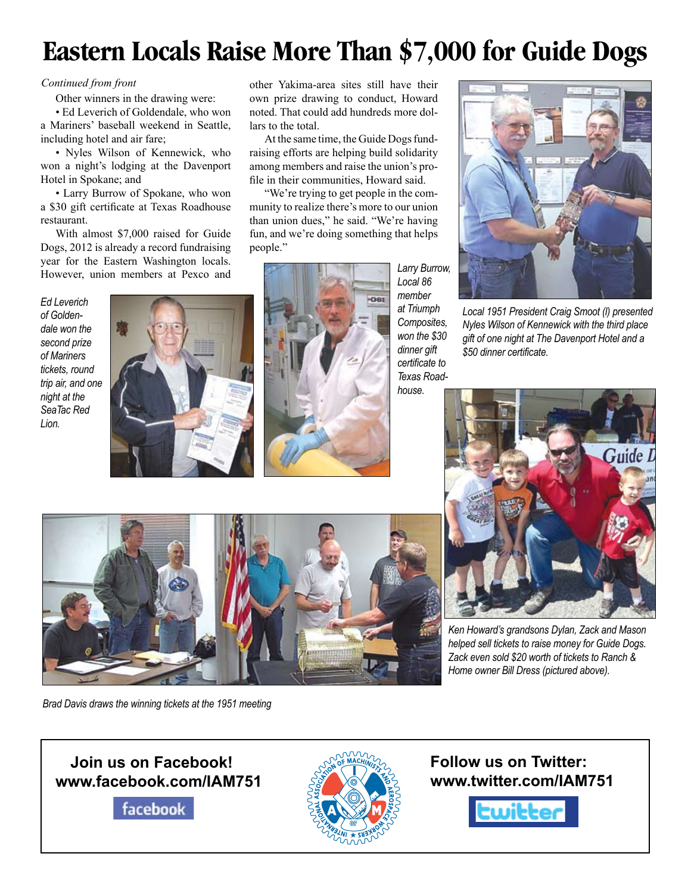# Eastern Locals Raise More Than $7,000 for Guide Dogs

*Continued from front*

Other winners in the drawing were:

- Ed Leverich of Goldendale, who won a Mariners' baseball weekend in Seattle, including hotel and air fare;
- Nyles Wilson of Kennewick, who won a night's lodging at the Davenport Hotel in Spokane; and
- Larry Burrow of Spokane, who won a $30 gift certificate at Texas Roadhouse restaurant.

With almost $7,000 raised for Guide Dogs, 2012 is already a record fundraising year for the Eastern Washington locals. However, union members at Pexco and other Yakima-area sites still have their own prize drawing to conduct, Howard noted. That could add hundreds more dollars to the total.

At the same time, the Guide Dogs fundraising efforts are helping build solidarity among members and raise the union's profile in their communities, Howard said.

"We're trying to get people in the community to realize there's more to our union than union dues," he said. "We're having fun, and we're doing something that helps people."

*Ed Leverich of Goldendale won the second prize of Mariners tickets, round trip air, and one night at the SeaTac Red Lion.*

*Larry Burrow, Local 86 member at Triumph Composites, won the $30 dinner gift certificate to Texas Roadhouse.*

*Local 1951 President Craig Smoot (l) presented Nyles Wilson of Kennewick with the third place gift of one night at The Davenport Hotel and a $50 dinner certificate.*

*Ken Howard's grandsons Dylan, Zack and Mason helped sell tickets to raise money for Guide Dogs. Zack even sold $20 worth of tickets to Ranch & Home owner Bill Dress (pictured above).*

*Brad Davis draws the winning tickets at the 1951 meeting*

**Join us on Facebook!**
**www.facebook.com/IAM751**

**Follow us on Twitter:**
**www.twitter.com/IAM751**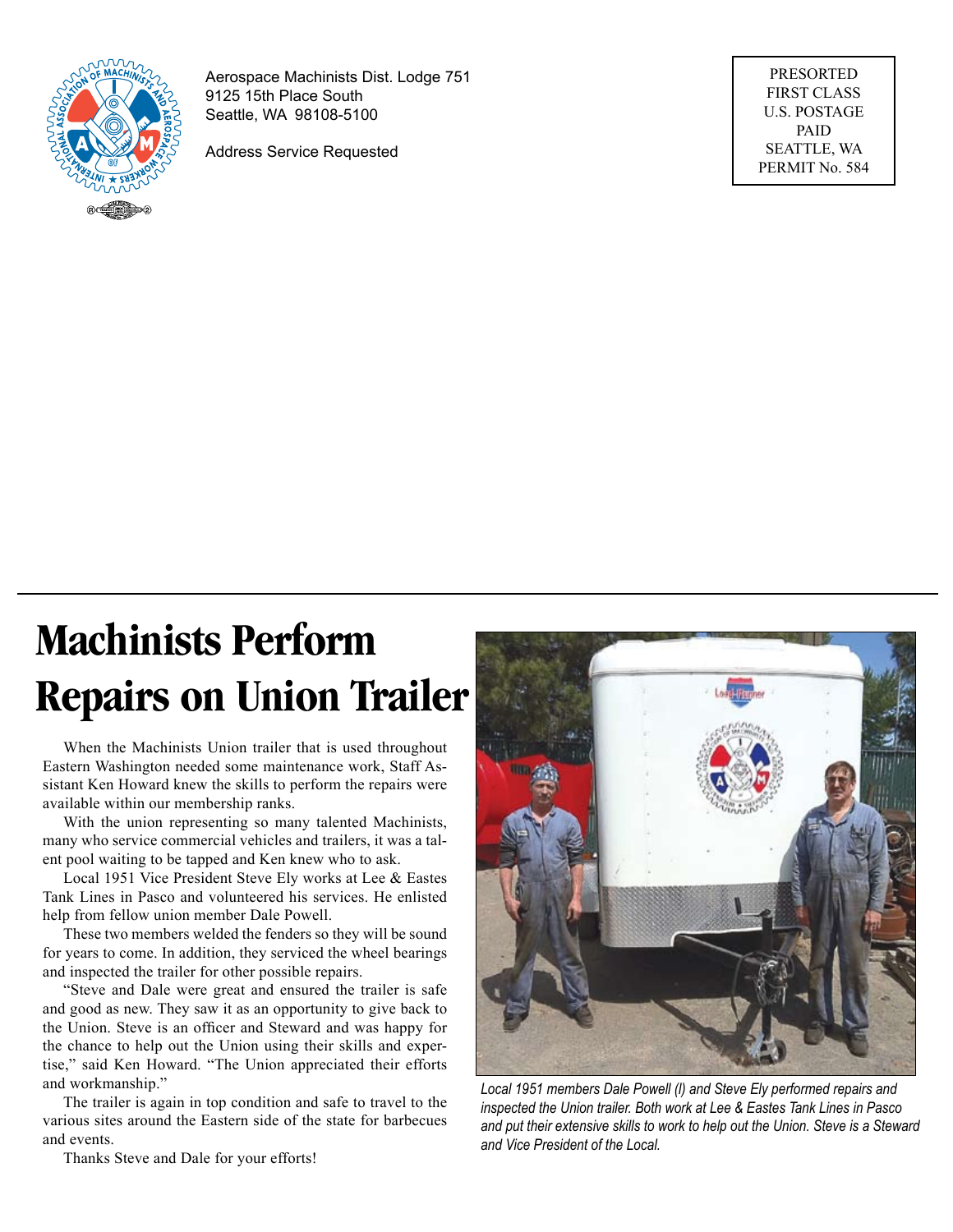Aerospace Machinists Dist. Lodge 751
9125 15th Place South
Seattle, WA 98108-5100

Address Service Requested

PRESORTED
FIRST CLASS
U.S. POSTAGE
PAID
SEATTLE, WA
PERMIT No. 584

# Machinists Perform Repairs on Union Trailer

When the Machinists Union trailer that is used throughout Eastern Washington needed some maintenance work, Staff Assistant Ken Howard knew the skills to perform the repairs were available within our membership ranks.

With the union representing so many talented Machinists, many who service commercial vehicles and trailers, it was a talent pool waiting to be tapped and Ken knew who to ask.

Local 1951 Vice President Steve Ely works at Lee & Eastes Tank Lines in Pasco and volunteered his services. He enlisted help from fellow union member Dale Powell.

These two members welded the fenders so they will be sound for years to come. In addition, they serviced the wheel bearings and inspected the trailer for other possible repairs.

"Steve and Dale were great and ensured the trailer is safe and good as new. They saw it as an opportunity to give back to the Union. Steve is an officer and Steward and was happy for the chance to help out the Union using their skills and expertise," said Ken Howard. "The Union appreciated their efforts and workmanship."

The trailer is again in top condition and safe to travel to the various sites around the Eastern side of the state for barbecues and events.

Thanks Steve and Dale for your efforts!

*Local 1951 members Dale Powell (l) and Steve Ely performed repairs and inspected the Union trailer. Both work at Lee & Eastes Tank Lines in Pasco and put their extensive skills to work to help out the Union. Steve is a Steward and Vice President of the Local.*